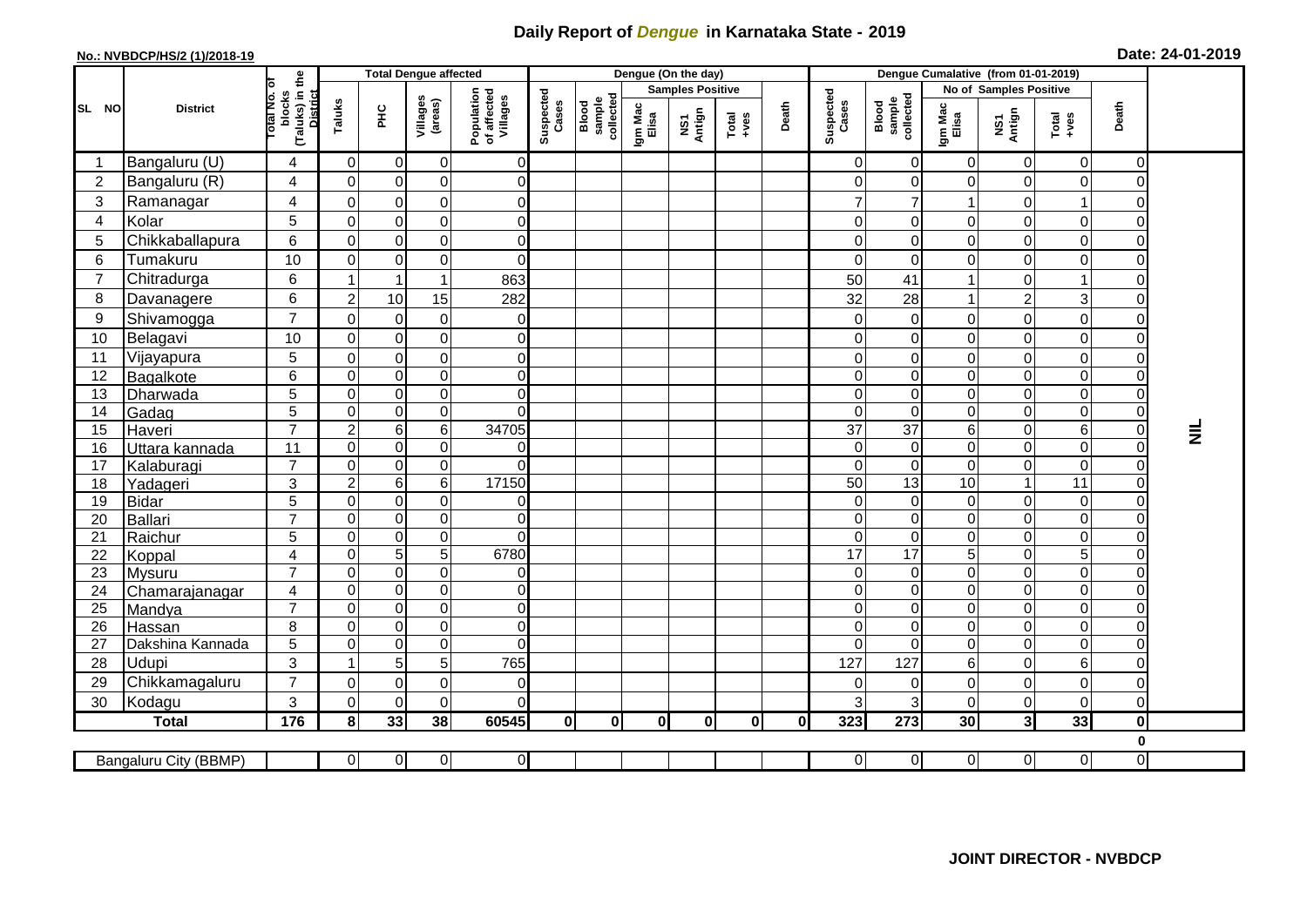# Daily Report of *Dengue* in Karnataka State - 2019

**No.: NVBDCP/HS/2 (1)/2018-19**

**Date: 24-01-2019**

| SL NO | District | Total No. of blocks (Taluks) in the District | Total Dengue affected | | | | Dengue (On the day) | | | | | | Dengue Cumalative (from 01-01-2019) | | | | | | |
|---|---|---|---|---|---|---|---|---|---|---|---|---|---|---|---|---|---|---|---|
| | | | Taluks | PHC | Villages (areas) | Population of affected Villages | Suspected Cases | Blood sample collected | Samples Positive | | | Death | Suspected Cases | Blood sample collected | No of Samples Positive | | | Death | |
| | | | | | | | | | Igm Mac Elisa | NS1 Antign | Total +ves | | | | Igm Mac Elisa | NS1 Antign | Total +ves | | |
| 1 | Bangaluru (U) | 4 | 0 | 0 | 0 | 0 | | | | | | | 0 | 0 | 0 | 0 | 0 | 0 | NIL |
| 2 | Bangaluru (R) | 4 | 0 | 0 | 0 | 0 | | | | | | | 0 | 0 | 0 | 0 | 0 | 0 | |
| 3 | Ramanagar | 4 | 0 | 0 | 0 | 0 | | | | | | | 7 | 7 | 1 | 0 | 1 | 0 | |
| 4 | Kolar | 5 | 0 | 0 | 0 | 0 | | | | | | | 0 | 0 | 0 | 0 | 0 | 0 | |
| 5 | Chikkaballapura | 6 | 0 | 0 | 0 | 0 | | | | | | | 0 | 0 | 0 | 0 | 0 | 0 | |
| 6 | Tumakuru | 10 | 0 | 0 | 0 | 0 | | | | | | | 0 | 0 | 0 | 0 | 0 | 0 | |
| 7 | Chitradurga | 6 | 1 | 1 | 1 | 863 | | | | | | | 50 | 41 | 1 | 0 | 1 | 0 | |
| 8 | Davanagere | 6 | 2 | 10 | 15 | 282 | | | | | | | 32 | 28 | 1 | 2 | 3 | 0 | |
| 9 | Shivamogga | 7 | 0 | 0 | 0 | 0 | | | | | | | 0 | 0 | 0 | 0 | 0 | 0 | |
| 10 | Belagavi | 10 | 0 | 0 | 0 | 0 | | | | | | | 0 | 0 | 0 | 0 | 0 | 0 | |
| 11 | Vijayapura | 5 | 0 | 0 | 0 | 0 | | | | | | | 0 | 0 | 0 | 0 | 0 | 0 | |
| 12 | Bagalkote | 6 | 0 | 0 | 0 | 0 | | | | | | | 0 | 0 | 0 | 0 | 0 | 0 | |
| 13 | Dharwada | 5 | 0 | 0 | 0 | 0 | | | | | | | 0 | 0 | 0 | 0 | 0 | 0 | |
| 14 | Gadag | 5 | 0 | 0 | 0 | 0 | | | | | | | 0 | 0 | 0 | 0 | 0 | 0 | |
| 15 | Haveri | 7 | 2 | 6 | 6 | 34705 | | | | | | | 37 | 37 | 6 | 0 | 6 | 0 | |
| 16 | Uttara kannada | 11 | 0 | 0 | 0 | 0 | | | | | | | 0 | 0 | 0 | 0 | 0 | 0 | |
| 17 | Kalaburagi | 7 | 0 | 0 | 0 | 0 | | | | | | | 0 | 0 | 0 | 0 | 0 | 0 | |
| 18 | Yadageri | 3 | 2 | 6 | 6 | 17150 | | | | | | | 50 | 13 | 10 | 1 | 11 | 0 | |
| 19 | Bidar | 5 | 0 | 0 | 0 | 0 | | | | | | | 0 | 0 | 0 | 0 | 0 | 0 | |
| 20 | Ballari | 7 | 0 | 0 | 0 | 0 | | | | | | | 0 | 0 | 0 | 0 | 0 | 0 | |
| 21 | Raichur | 5 | 0 | 0 | 0 | 0 | | | | | | | 0 | 0 | 0 | 0 | 0 | 0 | |
| 22 | Koppal | 4 | 0 | 5 | 5 | 6780 | | | | | | | 17 | 17 | 5 | 0 | 5 | 0 | |
| 23 | Mysuru | 7 | 0 | 0 | 0 | 0 | | | | | | | 0 | 0 | 0 | 0 | 0 | 0 | |
| 24 | Chamarajanagar | 4 | 0 | 0 | 0 | 0 | | | | | | | 0 | 0 | 0 | 0 | 0 | 0 | |
| 25 | Mandya | 7 | 0 | 0 | 0 | 0 | | | | | | | 0 | 0 | 0 | 0 | 0 | 0 | |
| 26 | Hassan | 8 | 0 | 0 | 0 | 0 | | | | | | | 0 | 0 | 0 | 0 | 0 | 0 | |
| 27 | Dakshina Kannada | 5 | 0 | 0 | 0 | 0 | | | | | | | 0 | 0 | 0 | 0 | 0 | 0 | |
| 28 | Udupi | 3 | 1 | 5 | 5 | 765 | | | | | | | 127 | 127 | 6 | 0 | 6 | 0 | |
| 29 | Chikkamagaluru | 7 | 0 | 0 | 0 | 0 | | | | | | | 0 | 0 | 0 | 0 | 0 | 0 | |
| 30 | Kodagu | 3 | 0 | 0 | 0 | 0 | | | | | | | 3 | 3 | 0 | 0 | 0 | 0 | |
| | **Total** | **176** | **8** | **33** | **38** | **60545** | **0** | **0** | **0** | **0** | **0** | **0** | **323** | **273** | **30** | **3** | **33** | **0** | |
| | | | | | | | | | | | | | | | | | | **0** | |
| | Bangaluru City (BBMP) | | 0 | 0 | 0 | 0 | | | | | | | 0 | 0 | 0 | 0 | 0 | 0 | |

**JOINT DIRECTOR - NVBDCP**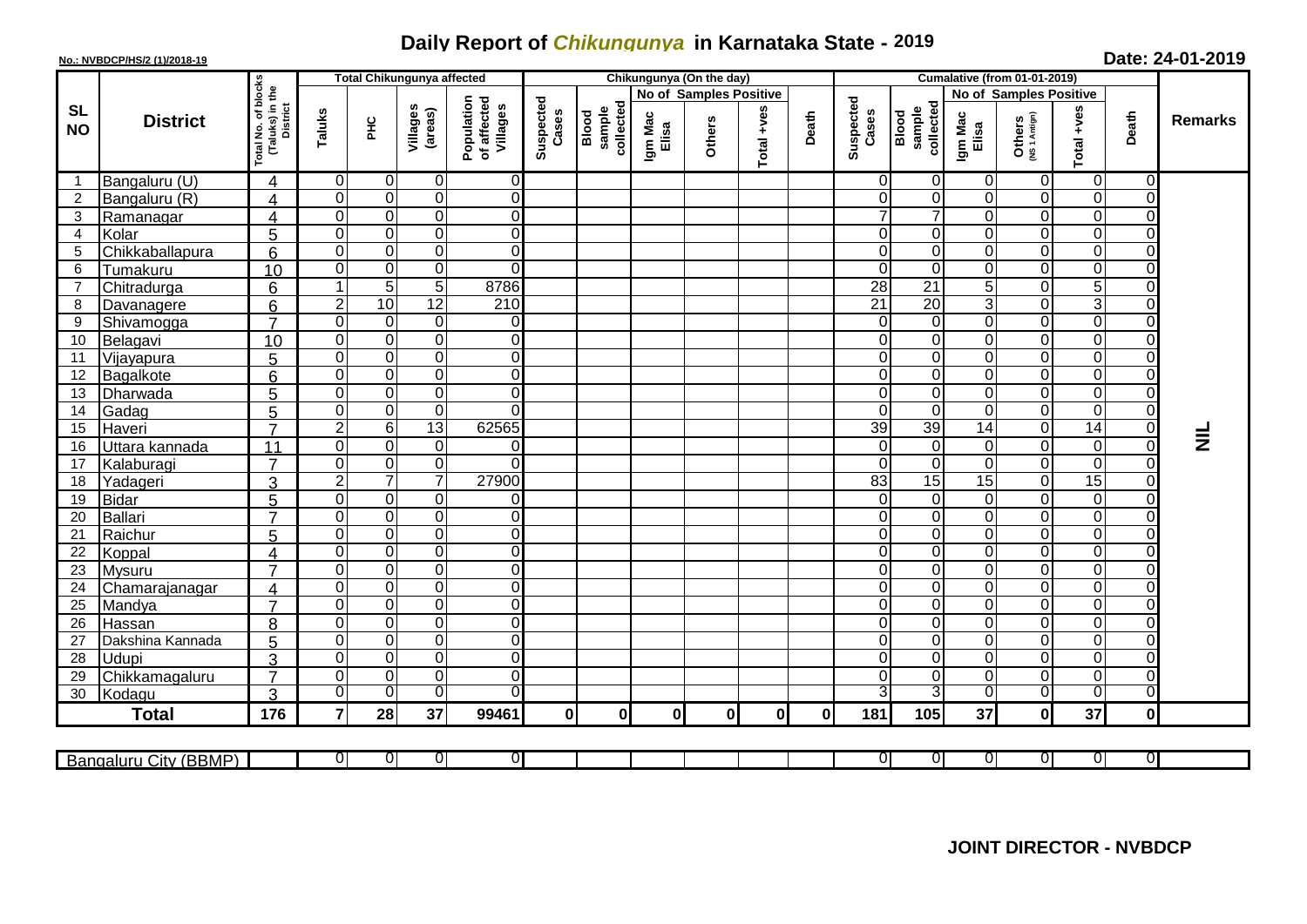# Daily Report of *Chikungunya* in Karnataka State - 2019

**No.: NVBDCP/HS/2 (1)/2018-19**

**Date: 24-01-2019**

| SL NO | District | Total No. of blocks (Taluks) in the District | Total Chikungunya affected | | | | Chikungunya (On the day) | | | | | | Cumalative (from 01-01-2019) | | | | | | Remarks |
|---|---|---|---|---|---|---|---|---|---|---|---|---|---|---|---|---|---|---|---|
| | | | Taluks | PHC | Villages (areas) | Population of affected Villages | Suspected Cases | Blood sample collected | No of Samples Positive | | | Death | Suspected Cases | Blood sample collected | No of Samples Positive | | | Death | |
| | | | | | | | | | Igm Mac Elisa | Others | Total +ves | | | | Igm Mac Elisa | Others (NS 1 Antign) | Total +ves | | |
| 1 | Bangaluru (U) | 4 | 0 | 0 | 0 | 0 | | | | | | | 0 | 0 | 0 | 0 | 0 | 0 | NIL |
| 2 | Bangaluru (R) | 4 | 0 | 0 | 0 | 0 | | | | | | | 0 | 0 | 0 | 0 | 0 | 0 | |
| 3 | Ramanagar | 4 | 0 | 0 | 0 | 0 | | | | | | | 7 | 7 | 0 | 0 | 0 | 0 | |
| 4 | Kolar | 5 | 0 | 0 | 0 | 0 | | | | | | | 0 | 0 | 0 | 0 | 0 | 0 | |
| 5 | Chikkaballapura | 6 | 0 | 0 | 0 | 0 | | | | | | | 0 | 0 | 0 | 0 | 0 | 0 | |
| 6 | Tumakuru | 10 | 0 | 0 | 0 | 0 | | | | | | | 0 | 0 | 0 | 0 | 0 | 0 | |
| 7 | Chitradurga | 6 | 1 | 5 | 5 | 8786 | | | | | | | 28 | 21 | 5 | 0 | 5 | 0 | |
| 8 | Davanagere | 6 | 2 | 10 | 12 | 210 | | | | | | | 21 | 20 | 3 | 0 | 3 | 0 | |
| 9 | Shivamogga | 7 | 0 | 0 | 0 | 0 | | | | | | | 0 | 0 | 0 | 0 | 0 | 0 | |
| 10 | Belagavi | 10 | 0 | 0 | 0 | 0 | | | | | | | 0 | 0 | 0 | 0 | 0 | 0 | |
| 11 | Vijayapura | 5 | 0 | 0 | 0 | 0 | | | | | | | 0 | 0 | 0 | 0 | 0 | 0 | |
| 12 | Bagalkote | 6 | 0 | 0 | 0 | 0 | | | | | | | 0 | 0 | 0 | 0 | 0 | 0 | |
| 13 | Dharwada | 5 | 0 | 0 | 0 | 0 | | | | | | | 0 | 0 | 0 | 0 | 0 | 0 | |
| 14 | Gadag | 5 | 0 | 0 | 0 | 0 | | | | | | | 0 | 0 | 0 | 0 | 0 | 0 | |
| 15 | Haveri | 7 | 2 | 6 | 13 | 62565 | | | | | | | 39 | 39 | 14 | 0 | 14 | 0 | |
| 16 | Uttara kannada | 11 | 0 | 0 | 0 | 0 | | | | | | | 0 | 0 | 0 | 0 | 0 | 0 | |
| 17 | Kalaburagi | 7 | 0 | 0 | 0 | 0 | | | | | | | 0 | 0 | 0 | 0 | 0 | 0 | |
| 18 | Yadageri | 3 | 2 | 7 | 7 | 27900 | | | | | | | 83 | 15 | 15 | 0 | 15 | 0 | |
| 19 | Bidar | 5 | 0 | 0 | 0 | 0 | | | | | | | 0 | 0 | 0 | 0 | 0 | 0 | |
| 20 | Ballari | 7 | 0 | 0 | 0 | 0 | | | | | | | 0 | 0 | 0 | 0 | 0 | 0 | |
| 21 | Raichur | 5 | 0 | 0 | 0 | 0 | | | | | | | 0 | 0 | 0 | 0 | 0 | 0 | |
| 22 | Koppal | 4 | 0 | 0 | 0 | 0 | | | | | | | 0 | 0 | 0 | 0 | 0 | 0 | |
| 23 | Mysuru | 7 | 0 | 0 | 0 | 0 | | | | | | | 0 | 0 | 0 | 0 | 0 | 0 | |
| 24 | Chamarajanagar | 4 | 0 | 0 | 0 | 0 | | | | | | | 0 | 0 | 0 | 0 | 0 | 0 | |
| 25 | Mandya | 7 | 0 | 0 | 0 | 0 | | | | | | | 0 | 0 | 0 | 0 | 0 | 0 | |
| 26 | Hassan | 8 | 0 | 0 | 0 | 0 | | | | | | | 0 | 0 | 0 | 0 | 0 | 0 | |
| 27 | Dakshina Kannada | 5 | 0 | 0 | 0 | 0 | | | | | | | 0 | 0 | 0 | 0 | 0 | 0 | |
| 28 | Udupi | 3 | 0 | 0 | 0 | 0 | | | | | | | 0 | 0 | 0 | 0 | 0 | 0 | |
| 29 | Chikkamagaluru | 7 | 0 | 0 | 0 | 0 | | | | | | | 0 | 0 | 0 | 0 | 0 | 0 | |
| 30 | Kodagu | 3 | 0 | 0 | 0 | 0 | | | | | | | 3 | 3 | 0 | 0 | 0 | 0 | |
| | **Total** | **176** | **7** | **28** | **37** | **99461** | **0** | **0** | **0** | **0** | **0** | **0** | **181** | **105** | **37** | **0** | **37** | **0** | |

| | | | | | | | | | | | | | | | | | | |
|---|---|---|---|---|---|---|---|---|---|---|---|---|---|---|---|---|---|---|
| Bangaluru City (BBMP) | | 0 | 0 | 0 | 0 | | | | | | | 0 | 0 | 0 | 0 | 0 | 0 | |

**JOINT DIRECTOR - NVBDCP**